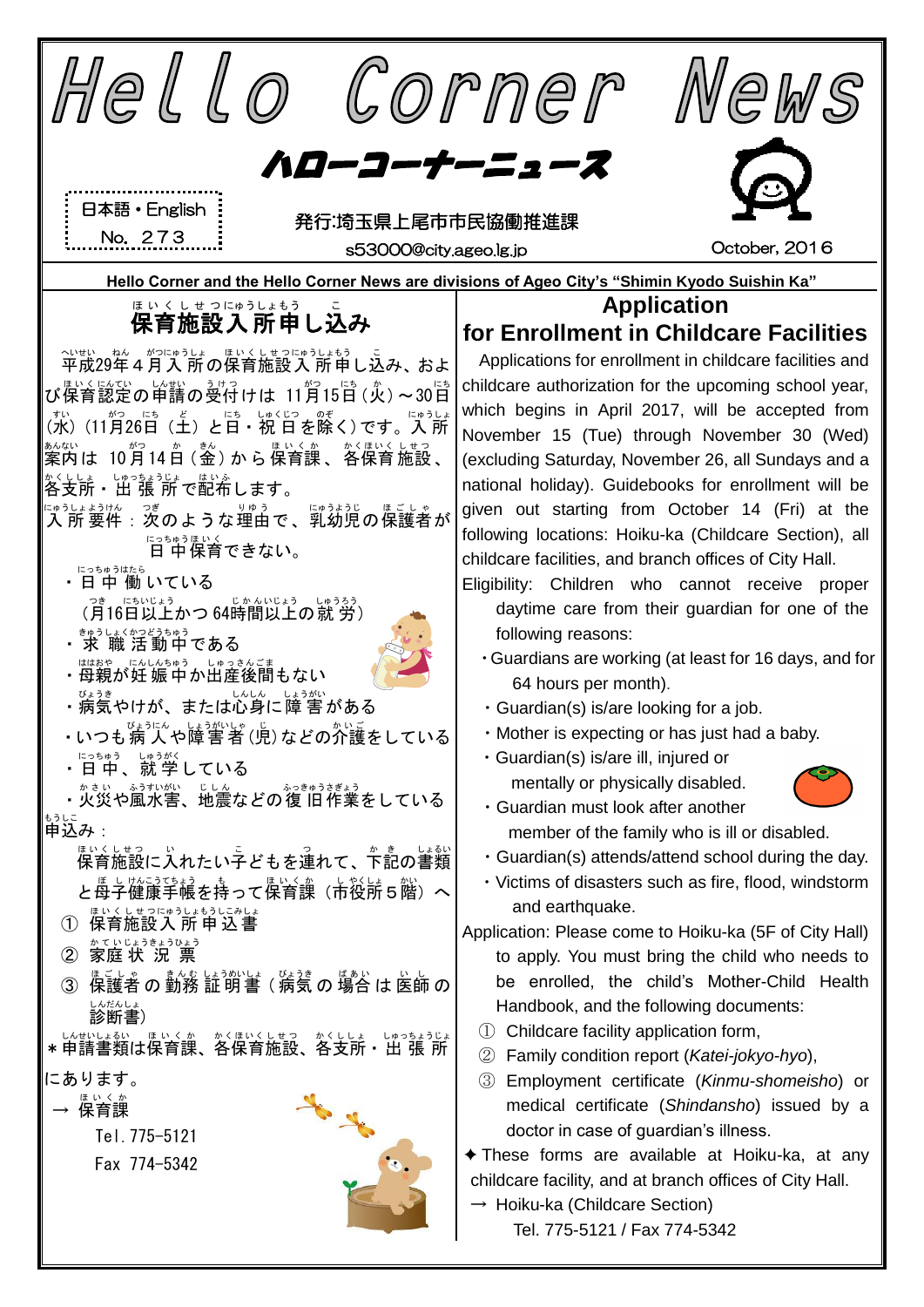# Hello Corner News

## ハローコーナーニュース

日本語・English
No. 273

発行:埼玉県上尾市市民協働推進課
s53000@city.ageo.lg.jp

October, 2016

**Hello Corner and the Hello Corner News are divisions of Ageo City's "Shimin Kyodo Suishin Ka"**

## 保育施設入所申し込み

平成29年4月入所の保育施設入所申し込み、および保育認定の申請の受付けは 11月15日（火）～30日（水）（11月26日（土）と日・祝日を除く）です。入所案内は 10月14日（金）から保育課、各保育施設、各支所・出張所で配布します。

入所要件：次のような理由で、乳幼児の保護者が日中保育できない。

- 日中働いている（月16日以上かつ 64時間以上の就労）
- 求職活動中である
- 母親が妊娠中か出産後間もない
- 病気やけが、または心身に障害がある
- いつも病人や障害者（児）などの介護をしている
- 日中、就学している
- 火災や風水害、地震などの復旧作業をしている

申込み：

保育施設に入れたい子どもを連れて、下記の書類と母子健康手帳を持って保育課（市役所5階）へ

① 保育施設入所申込書
② 家庭状況票
③ 保護者の勤務証明書（病気の場合は医師の診断書）

＊申請書類は保育課、各保育施設、各支所・出張所にあります。

→ 保育課
Tel. 775-5121
Fax 774-5342

## Application for Enrollment in Childcare Facilities

Applications for enrollment in childcare facilities and childcare authorization for the upcoming school year, which begins in April 2017, will be accepted from November 15 (Tue) through November 30 (Wed) (excluding Saturday, November 26, all Sundays and a national holiday). Guidebooks for enrollment will be given out starting from October 14 (Fri) at the following locations: Hoiku-ka (Childcare Section), all childcare facilities, and branch offices of City Hall.

Eligibility: Children who cannot receive proper daytime care from their guardian for one of the following reasons:

- Guardians are working (at least for 16 days, and for 64 hours per month).
- Guardian(s) is/are looking for a job.
- Mother is expecting or has just had a baby.
- Guardian(s) is/are ill, injured or mentally or physically disabled.
- Guardian must look after another member of the family who is ill or disabled.
- Guardian(s) attends/attend school during the day.
- Victims of disasters such as fire, flood, windstorm and earthquake.

Application: Please come to Hoiku-ka (5F of City Hall) to apply. You must bring the child who needs to be enrolled, the child's Mother-Child Health Handbook, and the following documents:

① Childcare facility application form,
② Family condition report (*Katei-jokyo-hyo*),
③ Employment certificate (*Kinmu-shomeisho*) or medical certificate (*Shindansho*) issued by a doctor in case of guardian's illness.

✦ These forms are available at Hoiku-ka, at any childcare facility, and at branch offices of City Hall.

→ Hoiku-ka (Childcare Section)
Tel. 775-5121 / Fax 774-5342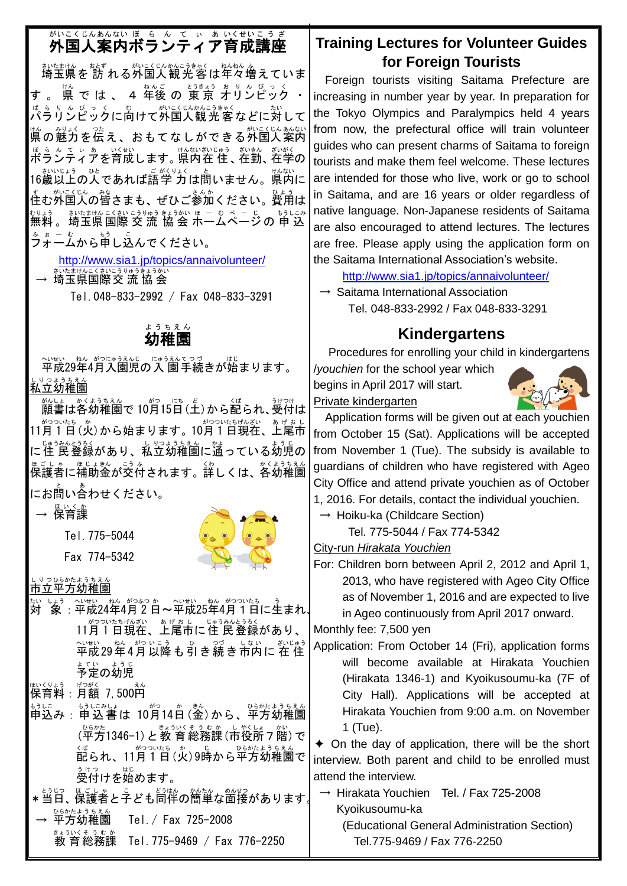# 外国人案内ボランティア育成講座

埼玉県を訪れる外国人観光客は年々増えています。県では、4年後の東京オリンピック・パラリンピックに向けて外国人観光客などに対して県の魅力を伝え、おもてなしができる外国人案内ボランティアを育成します。県内在住、在勤、在学の16歳以上の人であれば語学力は問いません。県内に住む外国人の皆さまも、ぜひご参加ください。費用は無料。埼玉県国際交流協会ホームページの申込フォームから申し込んでください。

http://www.sia1.jp/topics/annaivolunteer/

→ 埼玉県国際交流協会

Tel. 048-833-2992 / Fax 048-833-3291

# 幼稚園

平成29年4月入園児の入園手続きが始まります。

**私立幼稚園**

願書は各幼稚園で10月15日(土)から配られ、受付は11月1日(火)から始まります。10月1日現在、上尾市に住民登録があり、私立幼稚園に通っている幼児の保護者に補助金が交付されます。詳しくは、各幼稚園にお問い合わせください。

→ 保育課

Tel. 775-5044

Fax 774-5342

**市立平方幼稚園**

対象：平成24年4月2日～平成25年4月1日に生まれ、11月1日現在、上尾市に住民登録があり、平成29年4月以降も引き続き市内に在住予定の幼児

保育料：月額 7,500円

申込み：申込書は10月14日(金)から、平方幼稚園(平方1346-1)と教育総務課(市役所7階)で配られ、11月1日(火)9時から平方幼稚園で受付けを始めます。

＊当日、保護者と子ども同伴の簡単な面接があります。

→ 平方幼稚園　Tel. / Fax 725-2008

教育総務課　Tel. 775-9469 / Fax 776-2250

# Training Lectures for Volunteer Guides for Foreign Tourists

Foreign tourists visiting Saitama Prefecture are increasing in number year by year. In preparation for the Tokyo Olympics and Paralympics held 4 years from now, the prefectural office will train volunteer guides who can present charms of Saitama to foreign tourists and make them feel welcome. These lectures are intended for those who live, work or go to school in Saitama, and are 16 years or older regardless of native language. Non-Japanese residents of Saitama are also encouraged to attend lectures. The lectures are free. Please apply using the application form on the Saitama International Association's website.

http://www.sia1.jp/topics/annaivolunteer/

→ Saitama International Association

Tel. 048-833-2992 / Fax 048-833-3291

# Kindergartens

Procedures for enrolling your child in kindergartens /*youchien* for the school year which begins in April 2017 will start.

**Private kindergarten**

Application forms will be given out at each youchien from October 15 (Sat). Applications will be accepted from November 1 (Tue). The subsidy is available to guardians of children who have registered with Ageo City Office and attend private youchien as of October 1, 2016. For details, contact the individual youchien.

→ Hoiku-ka (Childcare Section)

Tel. 775-5044 / Fax 774-5342

**City-run *Hirakata Youchien***

For: Children born between April 2, 2012 and April 1, 2013, who have registered with Ageo City Office as of November 1, 2016 and are expected to live in Ageo continuously from April 2017 onward.

Monthly fee: 7,500 yen

Application: From October 14 (Fri), application forms will become available at Hirakata Youchien (Hirakata 1346-1) and Kyoikusoumu-ka (7F of City Hall). Applications will be accepted at Hirakata Youchien from 9:00 a.m. on November 1 (Tue).

✦ On the day of application, there will be the short interview. Both parent and child to be enrolled must attend the interview.

→ Hirakata Youchien　Tel. / Fax 725-2008

Kyoikusoumu-ka (Educational General Administration Section)

Tel.775-9469 / Fax 776-2250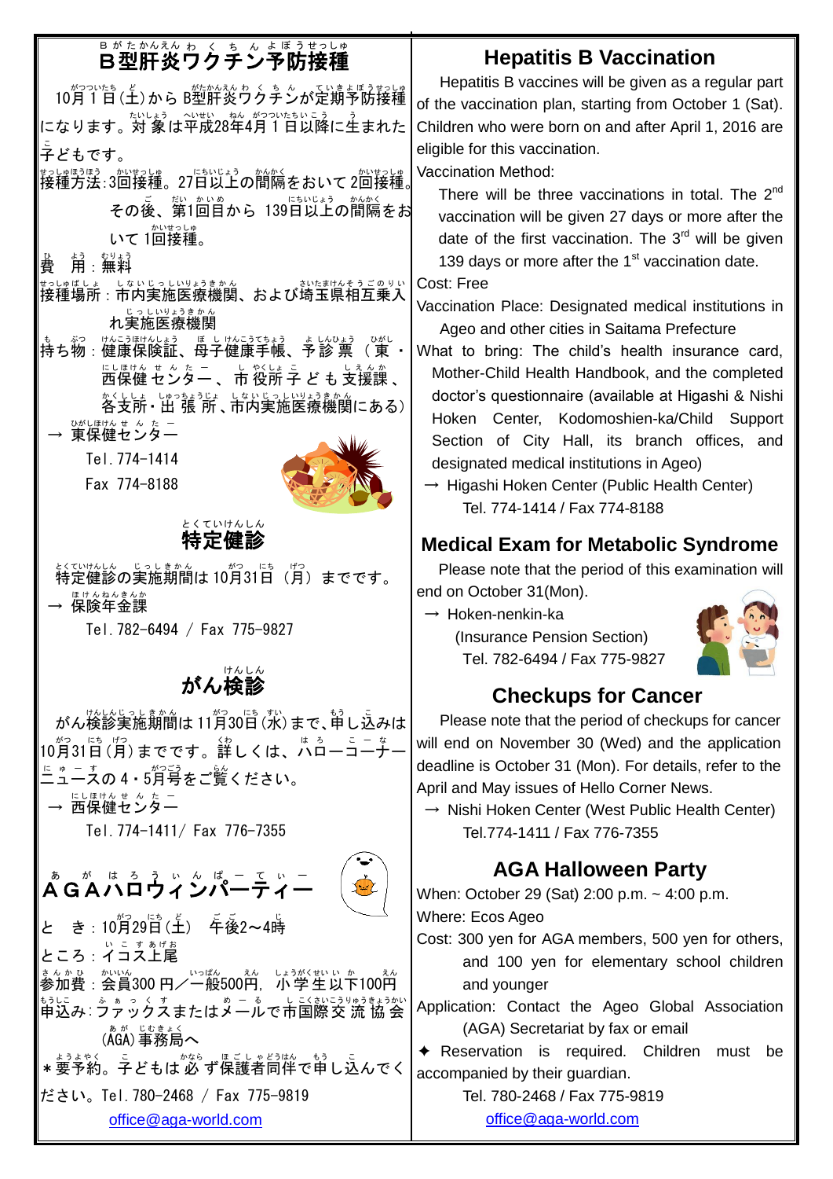## B型肝炎ワクチン予防接種

10月１日(土)から B型肝炎ワクチンが定期予防接種になります。対象は平成28年4月１日以降に生まれた子どもです。

接種方法：3回接種。27日以上の間隔をおいて 2回接種。その後、第1回目から 139日以上の間隔をおいて 1回接種。

費　用：無料

接種場所：市内実施医療機関、および埼玉県相互乗入れ実施医療機関

持ち物：健康保険証、母子健康手帳、予診票（東・西保健センター、市役所子ども支援課、各支所・出張所、市内実施医療機関にある）

→ 東保健センター
Tel. 774-1414
Fax 774-8188

## 特定健診

特定健診の実施期間は 10月31日（月）までです。

→ 保険年金課
Tel. 782-6494 / Fax 775-9827

## がん検診

がん検診実施期間は 11月30日(水)まで、申し込みは 10月31日(月)までです。詳しくは、ハローコーナーニュースの 4・5月号をご覧ください。

→ 西保健センター
Tel. 774-1411/ Fax 776-7355

## ＡＧＡハロウィンパーティー

と　き：10月29日(土)　午後2～4時

ところ：イコス上尾

参加費：会員300 円／一般500円, 小学生以下100円

申込み：ファックスまたはメールで市国際交流協会(AGA)事務局へ

＊要予約。子どもは必ず保護者同伴で申し込んでください。Tel. 780-2468 / Fax 775-9819
office@aga-world.com

## Hepatitis B Vaccination

Hepatitis B vaccines will be given as a regular part of the vaccination plan, starting from October 1 (Sat). Children who were born on and after April 1, 2016 are eligible for this vaccination.

Vaccination Method:
There will be three vaccinations in total. The 2nd vaccination will be given 27 days or more after the date of the first vaccination. The 3rd will be given 139 days or more after the 1st vaccination date.

Cost: Free

Vaccination Place: Designated medical institutions in Ageo and other cities in Saitama Prefecture

What to bring: The child's health insurance card, Mother-Child Health Handbook, and the completed doctor's questionnaire (available at Higashi & Nishi Hoken Center, Kodomoshien-ka/Child Support Section of City Hall, its branch offices, and designated medical institutions in Ageo)

→ Higashi Hoken Center (Public Health Center)
Tel. 774-1414 / Fax 774-8188

## Medical Exam for Metabolic Syndrome

Please note that the period of this examination will end on October 31(Mon).

→ Hoken-nenkin-ka
(Insurance Pension Section)
Tel. 782-6494 / Fax 775-9827

## Checkups for Cancer

Please note that the period of checkups for cancer will end on November 30 (Wed) and the application deadline is October 31 (Mon). For details, refer to the April and May issues of Hello Corner News.

→ Nishi Hoken Center (West Public Health Center)
Tel.774-1411 / Fax 776-7355

## AGA Halloween Party

When: October 29 (Sat) 2:00 p.m. ~ 4:00 p.m.

Where: Ecos Ageo

Cost: 300 yen for AGA members, 500 yen for others, and 100 yen for elementary school children and younger

Application: Contact the Ageo Global Association (AGA) Secretariat by fax or email

✦ Reservation is required. Children must be accompanied by their guardian.
Tel. 780-2468 / Fax 775-9819
office@aga-world.com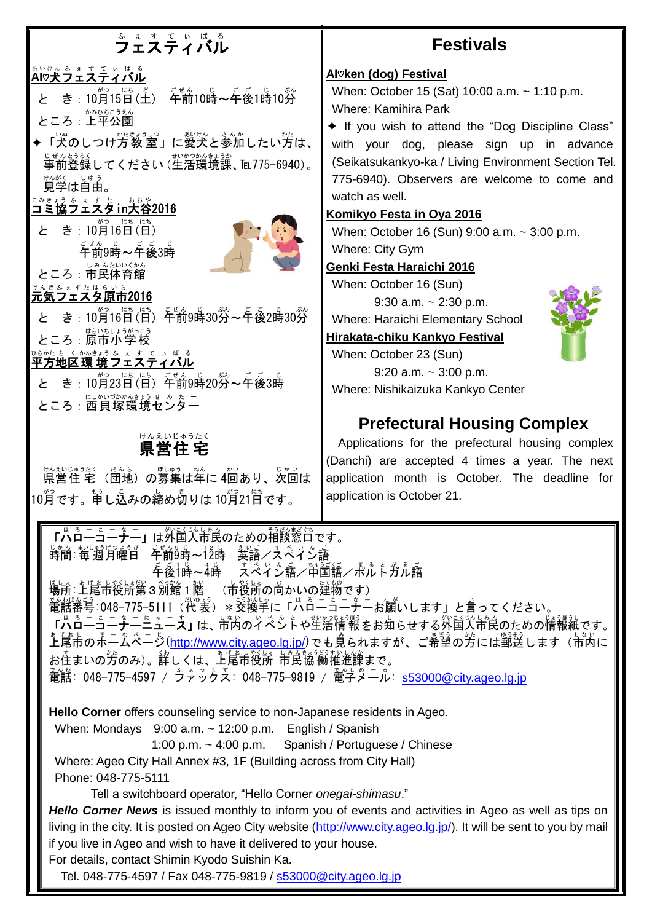# フェスティバル

### AI♡犬フェスティバル

とき：10月15日（土）　午前10時～午後1時10分

ところ：上平公園

✦「犬のしつけ方教室」に愛犬と参加したい方は、事前登録してください（生活環境課、℡775-6940）。見学は自由。

### コミ協フェスタin大谷2016

とき：10月16日（日）
午前9時～午後3時

ところ：市民体育館

### 元気フェスタ原市2016

とき：10月16日（日）午前9時30分～午後2時30分

ところ：原市小学校

### 平方地区環境フェスティバル

とき：10月23日（日）午前9時20分～午後3時

ところ：西貝塚環境センター

# 県営住宅

県営住宅（団地）の募集は年に4回あり、次回は10月です。申し込みの締め切りは10月21日です。

# Festivals

### AI♡ken (dog) Festival

When: October 15 (Sat) 10:00 a.m. ~ 1:10 p.m.

Where: Kamihira Park

✦ If you wish to attend the “Dog Discipline Class” with your dog, please sign up in advance (Seikatsukankyo-ka / Living Environment Section Tel. 775-6940). Observers are welcome to come and watch as well.

### Komikyo Festa in Oya 2016

When: October 16 (Sun) 9:00 a.m. ~ 3:00 p.m.

Where: City Gym

### Genki Festa Haraichi 2016

When: October 16 (Sun)
9:30 a.m. ~ 2:30 p.m.

Where: Haraichi Elementary School

### Hirakata-chiku Kankyo Festival

When: October 23 (Sun)
9:20 a.m. ~ 3:00 p.m.

Where: Nishikaizuka Kankyo Center

# Prefectural Housing Complex

Applications for the prefectural housing complex (Danchi) are accepted 4 times a year. The next application month is October. The deadline for application is October 21.

---

「ハローコーナー」は外国人市民のための相談窓口です。

時間：毎週月曜日　午前9時～12時　英語／スペイン語
午後1時～4時　スペイン語／中国語／ポルトガル語

場所：上尾市役所第３別館１階　（市役所の向かいの建物です）

電話番号：048-775-5111（代表）＊交換手に「ハローコーナーお願いします」と言ってください。

**「ハローコーナーニュース」**は、市内のイベントや生活情報をお知らせする外国人市民のための情報紙です。上尾市のホームページ(http://www.city.ageo.lg.jp/)でも見られますが、ご希望の方には郵送します（市内にお住まいの方のみ）。詳しくは、上尾市役所 市民協働推進課まで。

電話：048-775-4597 / ファックス：048-775-9819 / 電子メール：s53000@city.ageo.lg.jp

**Hello Corner** offers counseling service to non-Japanese residents in Ageo.

When: Mondays　9:00 a.m. ~ 12:00 p.m.　English / Spanish
1:00 p.m. ~ 4:00 p.m.　Spanish / Portuguese / Chinese

Where: Ageo City Hall Annex #3, 1F (Building across from City Hall)

Phone: 048-775-5111
Tell a switchboard operator, “Hello Corner *onegai-shimasu*.”

***Hello Corner News*** is issued monthly to inform you of events and activities in Ageo as well as tips on living in the city. It is posted on Ageo City website (http://www.city.ageo.lg.jp/). It will be sent to you by mail if you live in Ageo and wish to have it delivered to your house.

For details, contact Shimin Kyodo Suishin Ka.

Tel. 048-775-4597 / Fax 048-775-9819 / s53000@city.ageo.lg.jp